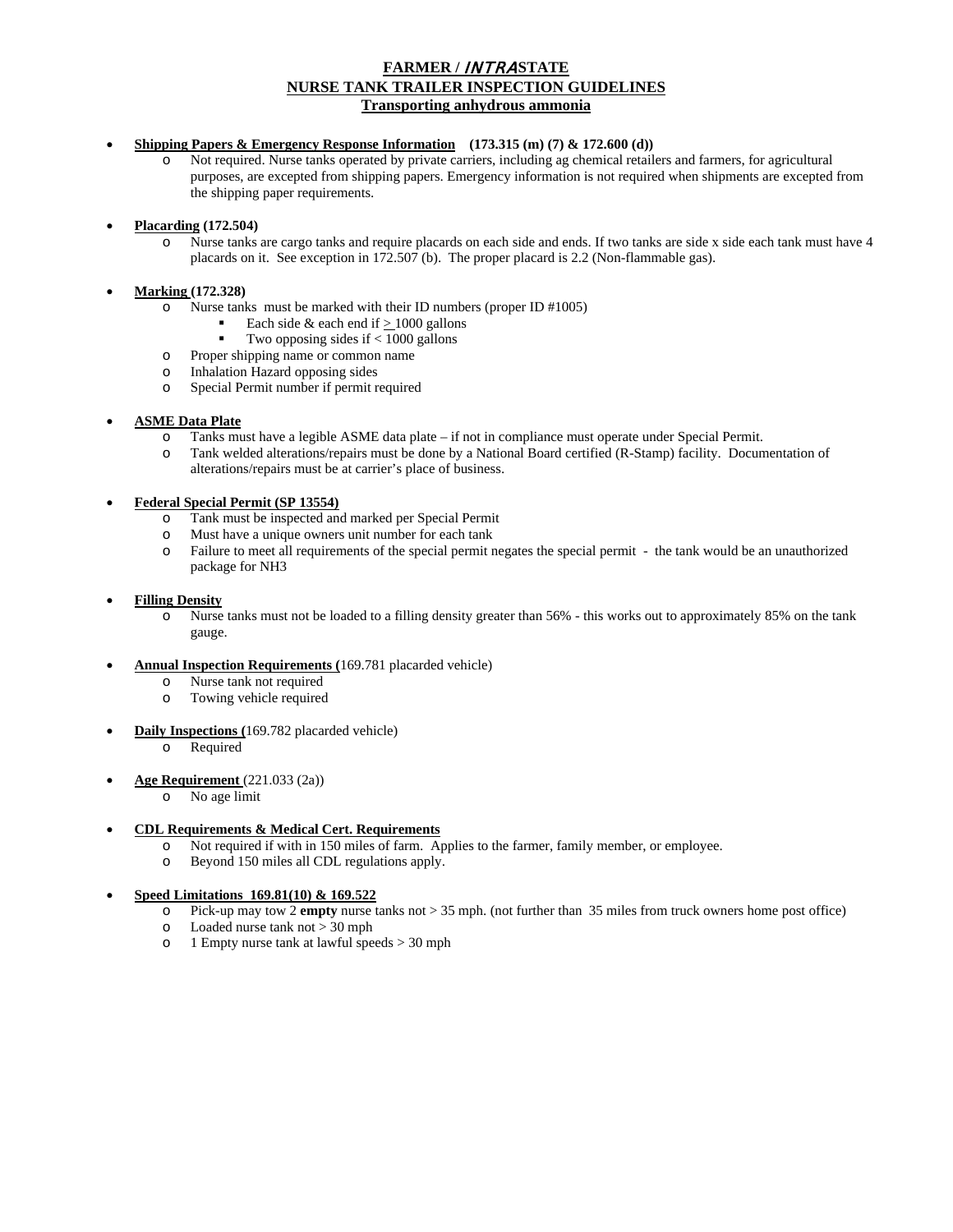# FARMER / *INTRA*STATE
# NURSE TANK TRAILER INSPECTION GUIDELINES
## Transporting anhydrous ammonia

- **Shipping Papers & Emergency Response Information (173.315 (m) (7) & 172.600 (d))**
  - Not required. Nurse tanks operated by private carriers, including ag chemical retailers and farmers, for agricultural purposes, are excepted from shipping papers. Emergency information is not required when shipments are excepted from the shipping paper requirements.

- **Placarding (172.504)**
  - Nurse tanks are cargo tanks and require placards on each side and ends. If two tanks are side x side each tank must have 4 placards on it. See exception in 172.507 (b). The proper placard is 2.2 (Non-flammable gas).

- **Marking (172.328)**
  - Nurse tanks must be marked with their ID numbers (proper ID #1005)
    - Each side & each end if ≥ 1000 gallons
    - Two opposing sides if < 1000 gallons
  - Proper shipping name or common name
  - Inhalation Hazard opposing sides
  - Special Permit number if permit required

- **ASME Data Plate**
  - Tanks must have a legible ASME data plate – if not in compliance must operate under Special Permit.
  - Tank welded alterations/repairs must be done by a National Board certified (R-Stamp) facility. Documentation of alterations/repairs must be at carrier's place of business.

- **Federal Special Permit (SP 13554)**
  - Tank must be inspected and marked per Special Permit
  - Must have a unique owners unit number for each tank
  - Failure to meet all requirements of the special permit negates the special permit - the tank would be an unauthorized package for NH3

- **Filling Density**
  - Nurse tanks must not be loaded to a filling density greater than 56% - this works out to approximately 85% on the tank gauge.

- **Annual Inspection Requirements (**169.781 placarded vehicle)
  - Nurse tank not required
  - Towing vehicle required

- **Daily Inspections (**169.782 placarded vehicle)
  - Required

- **Age Requirement** (221.033 (2a))
  - No age limit

- **CDL Requirements & Medical Cert. Requirements**
  - Not required if with in 150 miles of farm. Applies to the farmer, family member, or employee.
  - Beyond 150 miles all CDL regulations apply.

- **Speed Limitations 169.81(10) & 169.522**
  - Pick-up may tow 2 **empty** nurse tanks not > 35 mph. (not further than 35 miles from truck owners home post office)
  - Loaded nurse tank not > 30 mph
  - 1 Empty nurse tank at lawful speeds > 30 mph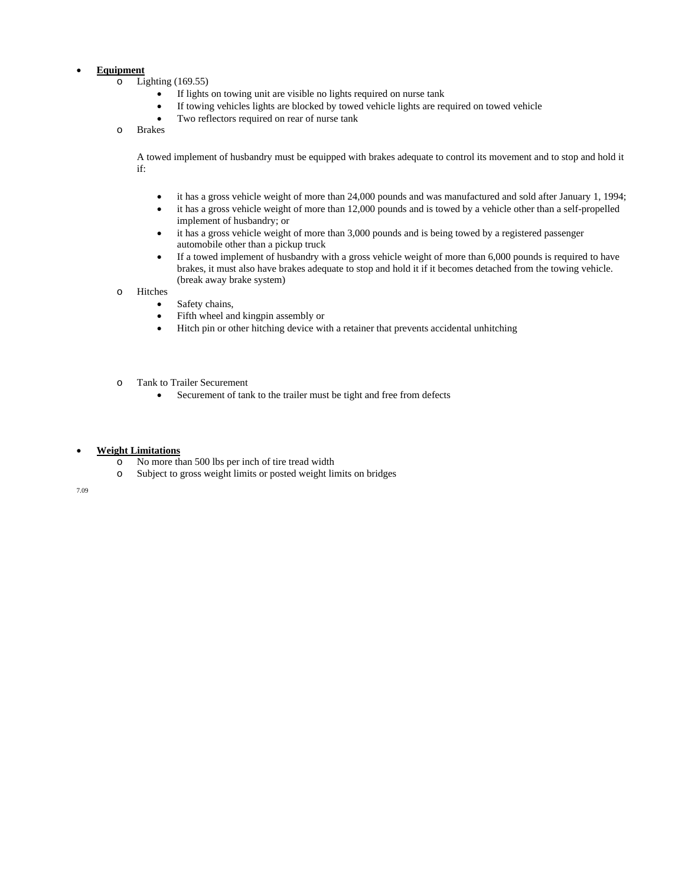- **Equipment**
  - Lighting (169.55)
    - If lights on towing unit are visible no lights required on nurse tank
    - If towing vehicles lights are blocked by towed vehicle lights are required on towed vehicle
    - Two reflectors required on rear of nurse tank
  - Brakes

    A towed implement of husbandry must be equipped with brakes adequate to control its movement and to stop and hold it if:

    - it has a gross vehicle weight of more than 24,000 pounds and was manufactured and sold after January 1, 1994;
    - it has a gross vehicle weight of more than 12,000 pounds and is towed by a vehicle other than a self-propelled implement of husbandry; or
    - it has a gross vehicle weight of more than 3,000 pounds and is being towed by a registered passenger automobile other than a pickup truck
    - If a towed implement of husbandry with a gross vehicle weight of more than 6,000 pounds is required to have brakes, it must also have brakes adequate to stop and hold it if it becomes detached from the towing vehicle. (break away brake system)
  - Hitches
    - Safety chains,
    - Fifth wheel and kingpin assembly or
    - Hitch pin or other hitching device with a retainer that prevents accidental unhitching
  - Tank to Trailer Securement
    - Securement of tank to the trailer must be tight and free from defects

- **Weight Limitations**
  - No more than 500 lbs per inch of tire tread width
  - Subject to gross weight limits or posted weight limits on bridges

7.09